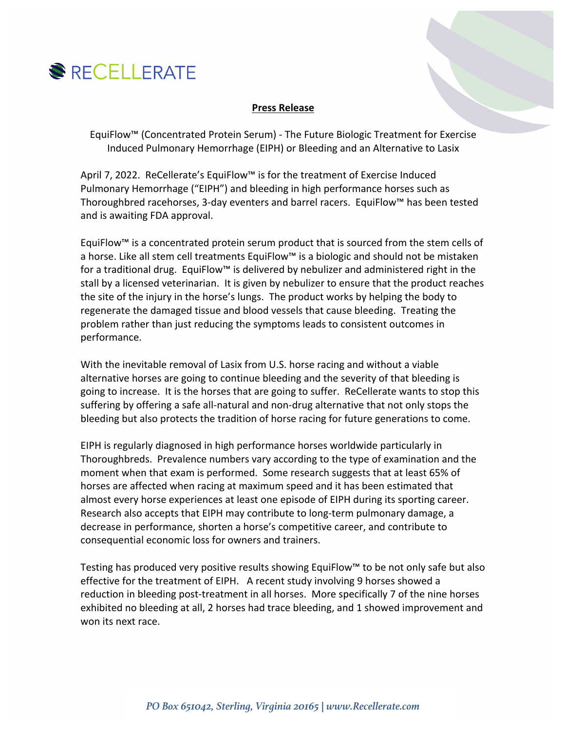RECELLERATE

**Press Release**

EquiFlow™ (Concentrated Protein Serum) - The Future Biologic Treatment for Exercise Induced Pulmonary Hemorrhage (EIPH) or Bleeding and an Alternative to Lasix

April 7, 2022. ReCellerate's EquiFlow™ is for the treatment of Exercise Induced Pulmonary Hemorrhage ("EIPH") and bleeding in high performance horses such as Thoroughbred racehorses, 3-day eventers and barrel racers. EquiFlow™ has been tested and is awaiting FDA approval.

EquiFlow™ is a concentrated protein serum product that is sourced from the stem cells of a horse. Like all stem cell treatments EquiFlow™ is a biologic and should not be mistaken for a traditional drug. EquiFlow™ is delivered by nebulizer and administered right in the stall by a licensed veterinarian. It is given by nebulizer to ensure that the product reaches the site of the injury in the horse's lungs. The product works by helping the body to regenerate the damaged tissue and blood vessels that cause bleeding. Treating the problem rather than just reducing the symptoms leads to consistent outcomes in performance.

With the inevitable removal of Lasix from U.S. horse racing and without a viable alternative horses are going to continue bleeding and the severity of that bleeding is going to increase. It is the horses that are going to suffer. ReCellerate wants to stop this suffering by offering a safe all-natural and non-drug alternative that not only stops the bleeding but also protects the tradition of horse racing for future generations to come.

EIPH is regularly diagnosed in high performance horses worldwide particularly in Thoroughbreds. Prevalence numbers vary according to the type of examination and the moment when that exam is performed. Some research suggests that at least 65% of horses are affected when racing at maximum speed and it has been estimated that almost every horse experiences at least one episode of EIPH during its sporting career. Research also accepts that EIPH may contribute to long-term pulmonary damage, a decrease in performance, shorten a horse's competitive career, and contribute to consequential economic loss for owners and trainers.

Testing has produced very positive results showing EquiFlow™ to be not only safe but also effective for the treatment of EIPH. A recent study involving 9 horses showed a reduction in bleeding post-treatment in all horses. More specifically 7 of the nine horses exhibited no bleeding at all, 2 horses had trace bleeding, and 1 showed improvement and won its next race.

*PO Box 651042, Sterling, Virginia 20165 | www.Recellerate.com*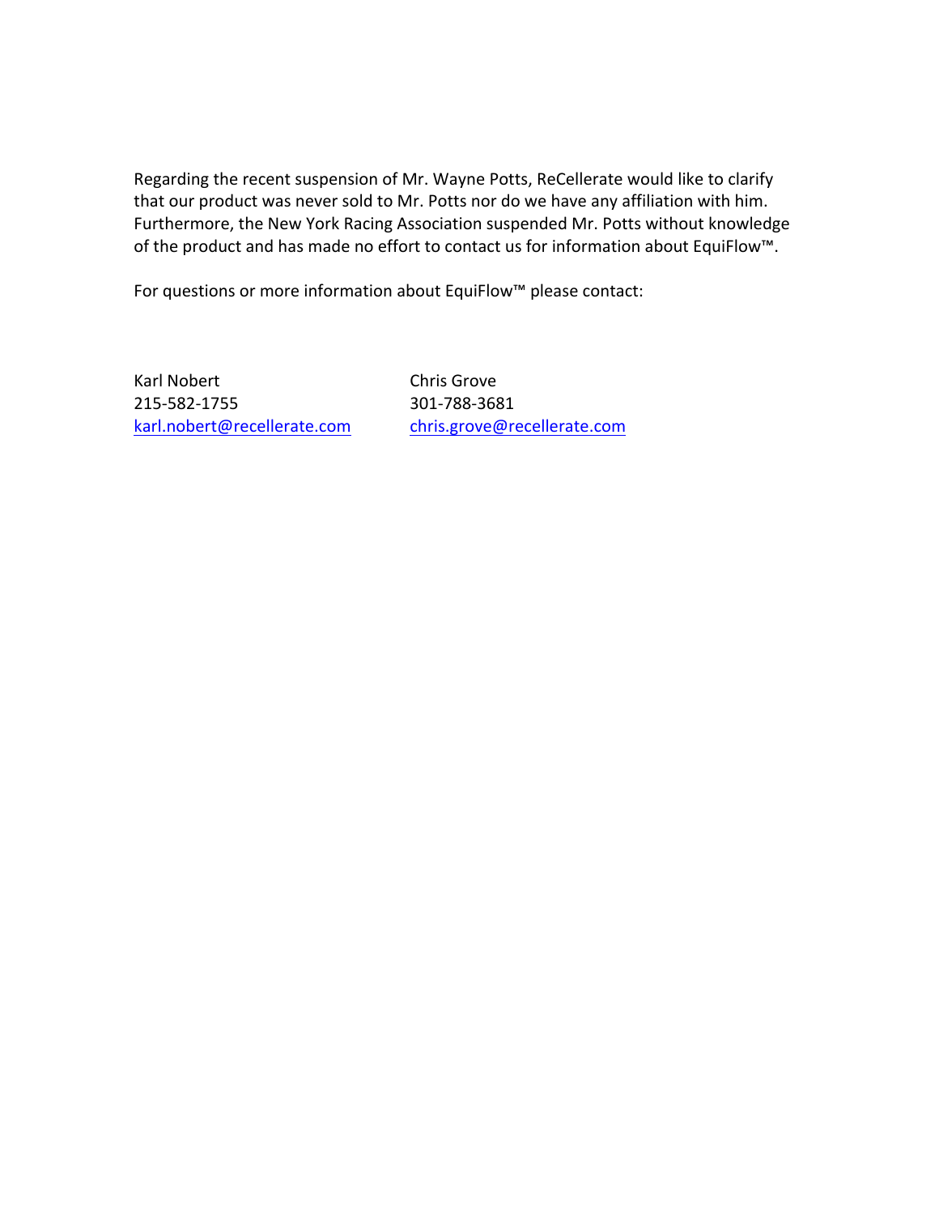Regarding the recent suspension of Mr. Wayne Potts, ReCellerate would like to clarify that our product was never sold to Mr. Potts nor do we have any affiliation with him. Furthermore, the New York Racing Association suspended Mr. Potts without knowledge of the product and has made no effort to contact us for information about EquiFlow™.

For questions or more information about EquiFlow™ please contact:

Karl Nobert
215-582-1755
karl.nobert@recellerate.com

Chris Grove
301-788-3681
chris.grove@recellerate.com